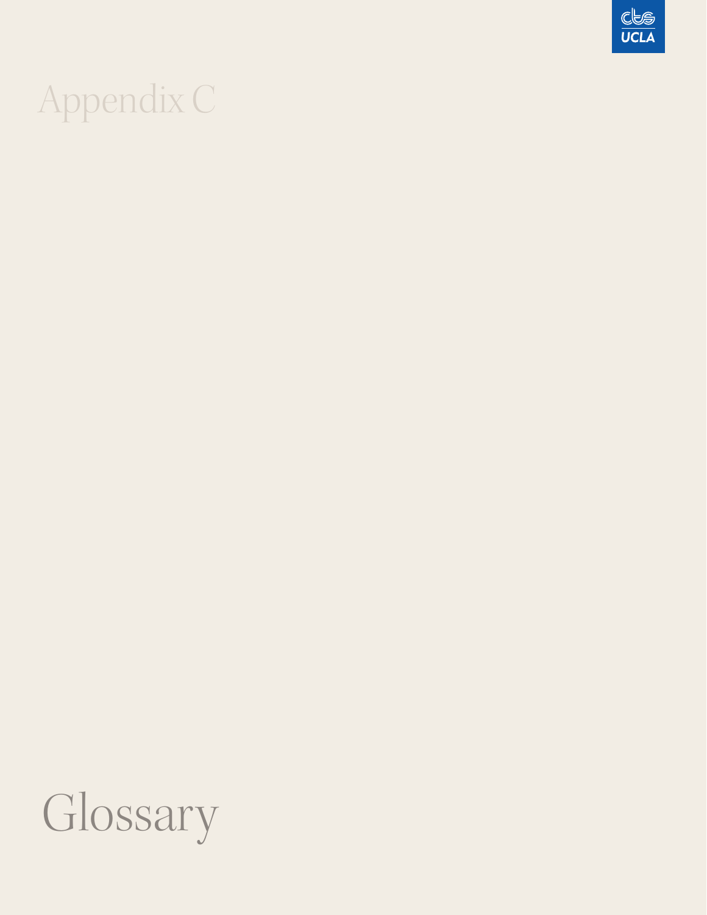# Appendix C

# Glossary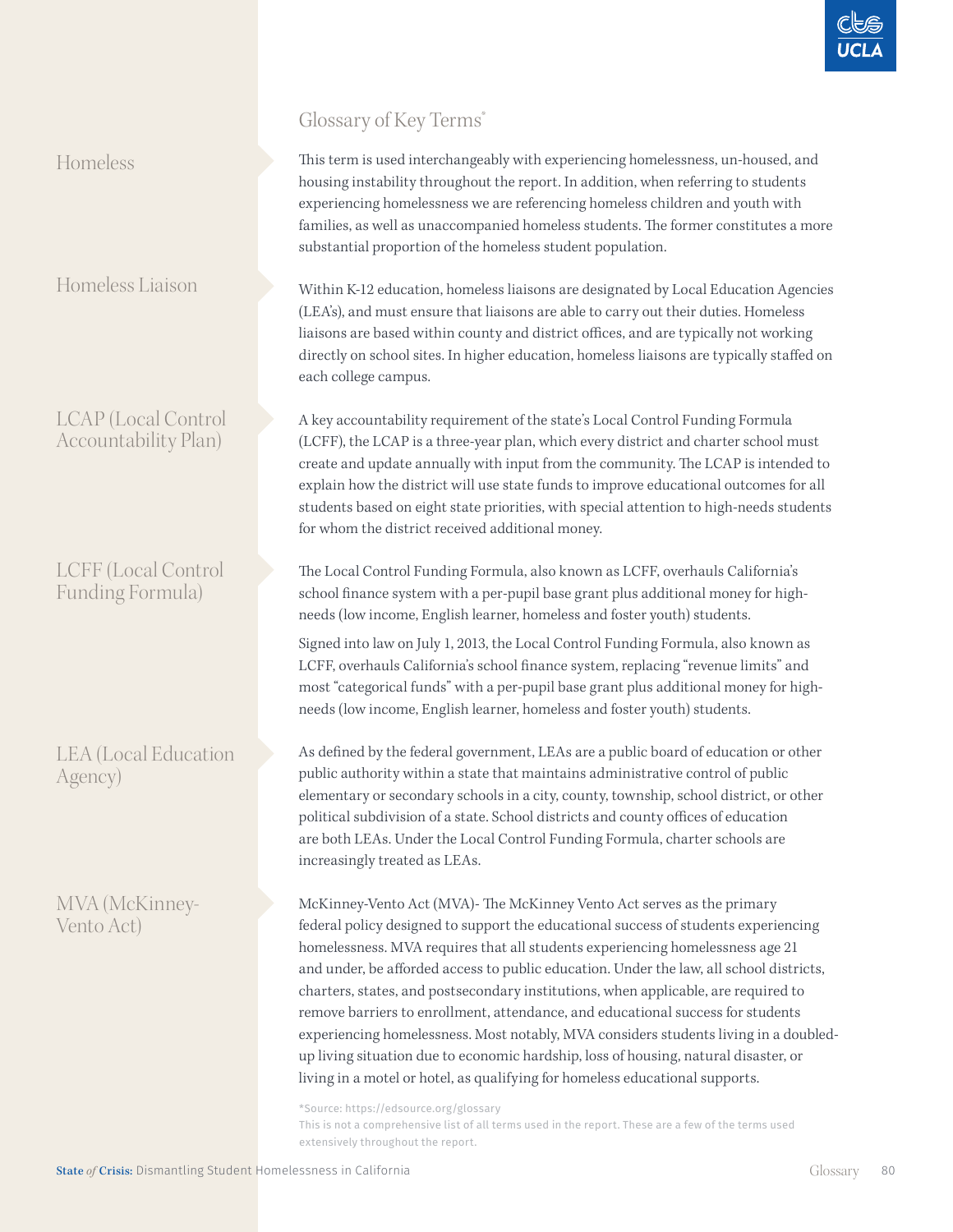## Glossary of Key Terms*

**Homeless**

This term is used interchangeably with experiencing homelessness, un-housed, and housing instability throughout the report. In addition, when referring to students experiencing homelessness we are referencing homeless children and youth with families, as well as unaccompanied homeless students. The former constitutes a more substantial proportion of the homeless student population.

**Homeless Liaison**

Within K-12 education, homeless liaisons are designated by Local Education Agencies (LEA's), and must ensure that liaisons are able to carry out their duties. Homeless liaisons are based within county and district offices, and are typically not working directly on school sites. In higher education, homeless liaisons are typically staffed on each college campus.

**LCAP (Local Control Accountability Plan)**

A key accountability requirement of the state's Local Control Funding Formula (LCFF), the LCAP is a three-year plan, which every district and charter school must create and update annually with input from the community. The LCAP is intended to explain how the district will use state funds to improve educational outcomes for all students based on eight state priorities, with special attention to high-needs students for whom the district received additional money.

**LCFF (Local Control Funding Formula)**

The Local Control Funding Formula, also known as LCFF, overhauls California's school finance system with a per-pupil base grant plus additional money for high-needs (low income, English learner, homeless and foster youth) students.

Signed into law on July 1, 2013, the Local Control Funding Formula, also known as LCFF, overhauls California's school finance system, replacing "revenue limits" and most "categorical funds" with a per-pupil base grant plus additional money for high-needs (low income, English learner, homeless and foster youth) students.

**LEA (Local Education Agency)**

As defined by the federal government, LEAs are a public board of education or other public authority within a state that maintains administrative control of public elementary or secondary schools in a city, county, township, school district, or other political subdivision of a state. School districts and county offices of education are both LEAs. Under the Local Control Funding Formula, charter schools are increasingly treated as LEAs.

**MVA (McKinney-Vento Act)**

McKinney-Vento Act (MVA)- The McKinney Vento Act serves as the primary federal policy designed to support the educational success of students experiencing homelessness. MVA requires that all students experiencing homelessness age 21 and under, be afforded access to public education. Under the law, all school districts, charters, states, and postsecondary institutions, when applicable, are required to remove barriers to enrollment, attendance, and educational success for students experiencing homelessness. Most notably, MVA considers students living in a doubled-up living situation due to economic hardship, loss of housing, natural disaster, or living in a motel or hotel, as qualifying for homeless educational supports.

*Source: https://edsource.org/glossary
This is not a comprehensive list of all terms used in the report. These are a few of the terms used extensively throughout the report.